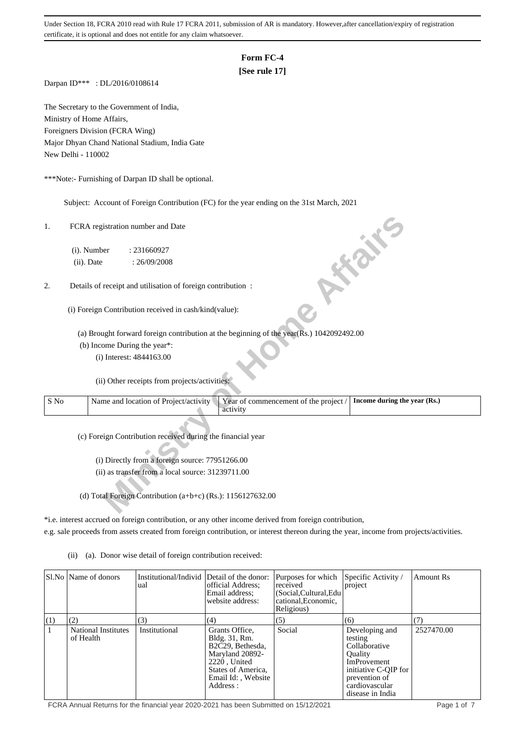Under Section 18, FCRA 2010 read with Rule 17 FCRA 2011, submission of AR is mandatory. However,after cancellation/expiry of registration certificate, it is optional and does not entitle for any claim whatsoever.

# Form FC-4

**[See rule 17]**

Darpan ID*** : DL/2016/0108614

The Secretary to the Government of India,
Ministry of Home Affairs,
Foreigners Division (FCRA Wing)
Major Dhyan Chand National Stadium, India Gate
New Delhi - 110002

***Note:- Furnishing of Darpan ID shall be optional.

Subject: Account of Foreign Contribution (FC) for the year ending on the 31st March, 2021

1. FCRA registration number and Date

   (i). Number : 231660927

   (ii). Date : 26/09/2008

2. Details of receipt and utilisation of foreign contribution :

   (i) Foreign Contribution received in cash/kind(value):

   (a) Brought forward foreign contribution at the beginning of the year(Rs.) 1042092492.00

   (b) Income During the year*:

   (i) Interest: 4844163.00

   (ii) Other receipts from projects/activities:

| S No | Name and location of Project/activity | Year of commencement of the project / activity | **Income during the year (Rs.)** |
|---|---|---|---|

   (c) Foreign Contribution received during the financial year

   (i) Directly from a foreign source: 77951266.00

   (ii) as transfer from a local source: 31239711.00

   (d) Total Foreign Contribution (a+b+c) (Rs.): 1156127632.00

*i.e. interest accrued on foreign contribution, or any other income derived from foreign contribution, e.g. sale proceeds from assets created from foreign contribution, or interest thereon during the year, income from projects/activities.

(ii) (a). Donor wise detail of foreign contribution received:

| Sl.No | Name of donors | Institutional/Individual | Detail of the donor: official Address; Email address; website address: | Purposes for which received (Social,Cultural,Educational,Economic, Religious) | Specific Activity / project | Amount Rs |
|---|---|---|---|---|---|---|
| (1) | (2) | (3) | (4) | (5) | (6) | (7) |
| 1 | National Institutes of Health | Institutional | Grants Office, Bldg. 31, Rm. B2C29, Bethesda, Maryland 20892-2220 , United States of America, Email Id: , Website Address : | Social | Developing and testing Collaborative Quality ImProvement initiative C-QIP for prevention of cardiovascular disease in India | 2527470.00 |

FCRA Annual Returns for the financial year 2020-2021 has been Submitted on 15/12/2021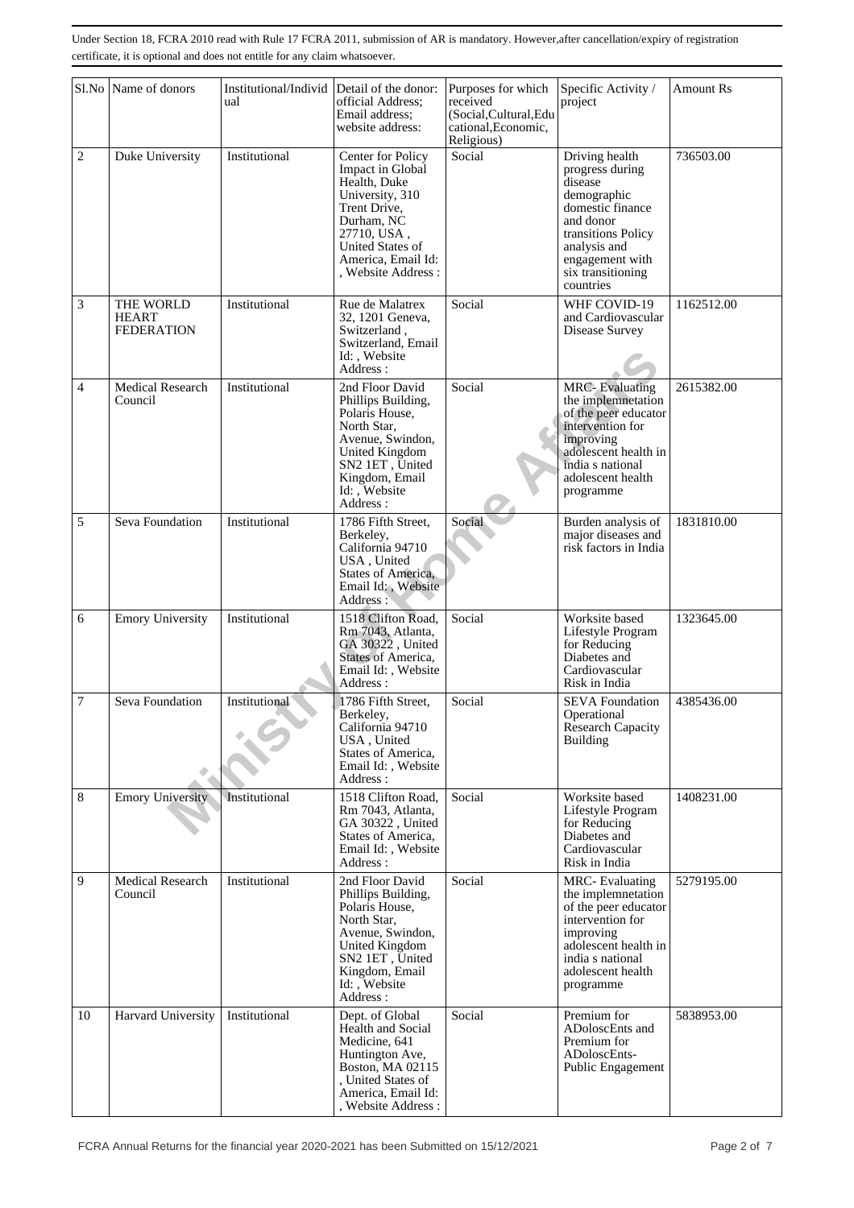Under Section 18, FCRA 2010 read with Rule 17 FCRA 2011, submission of AR is mandatory. However,after cancellation/expiry of registration certificate, it is optional and does not entitle for any claim whatsoever.

| Sl.No | Name of donors | Institutional/Individual | Detail of the donor: official Address; Email address; website address: | Purposes for which received (Social,Cultural,Educational,Economic, Religious) | Specific Activity / project | Amount Rs |
|---|---|---|---|---|---|---|
| 2 | Duke University | Institutional | Center for Policy Impact in Global Health, Duke University, 310 Trent Drive, Durham, NC 27710, USA , United States of America, Email Id: , Website Address : | Social | Driving health progress during disease demographic domestic finance and donor transitions Policy analysis and engagement with six transitioning countries | 736503.00 |
| 3 | THE WORLD HEART FEDERATION | Institutional | Rue de Malatrex 32, 1201 Geneva, Switzerland , Switzerland, Email Id: , Website Address : | Social | WHF COVID-19 and Cardiovascular Disease Survey | 1162512.00 |
| 4 | Medical Research Council | Institutional | 2nd Floor David Phillips Building, Polaris House, North Star, Avenue, Swindon, United Kingdom SN2 1ET , United Kingdom, Email Id: , Website Address : | Social | MRC- Evaluating the implemnetation of the peer educator intervention for improving adolescent health in india s national adolescent health programme | 2615382.00 |
| 5 | Seva Foundation | Institutional | 1786 Fifth Street, Berkeley, California 94710 USA , United States of America, Email Id: , Website Address : | Social | Burden analysis of major diseases and risk factors in India | 1831810.00 |
| 6 | Emory University | Institutional | 1518 Clifton Road, Rm 7043, Atlanta, GA 30322 , United States of America, Email Id: , Website Address : | Social | Worksite based Lifestyle Program for Reducing Diabetes and Cardiovascular Risk in India | 1323645.00 |
| 7 | Seva Foundation | Institutional | 1786 Fifth Street, Berkeley, California 94710 USA , United States of America, Email Id: , Website Address : | Social | SEVA Foundation Operational Research Capacity Building | 4385436.00 |
| 8 | Emory University | Institutional | 1518 Clifton Road, Rm 7043, Atlanta, GA 30322 , United States of America, Email Id: , Website Address : | Social | Worksite based Lifestyle Program for Reducing Diabetes and Cardiovascular Risk in India | 1408231.00 |
| 9 | Medical Research Council | Institutional | 2nd Floor David Phillips Building, Polaris House, North Star, Avenue, Swindon, United Kingdom SN2 1ET , United Kingdom, Email Id: , Website Address : | Social | MRC- Evaluating the implemnetation of the peer educator intervention for improving adolescent health in india s national adolescent health programme | 5279195.00 |
| 10 | Harvard University | Institutional | Dept. of Global Health and Social Medicine, 641 Huntington Ave, Boston, MA 02115 , United States of America, Email Id: , Website Address : | Social | Premium for ADoloscEnts and Premium for ADoloscEnts- Public Engagement | 5838953.00 |

FCRA Annual Returns for the financial year 2020-2021 has been Submitted on 15/12/2021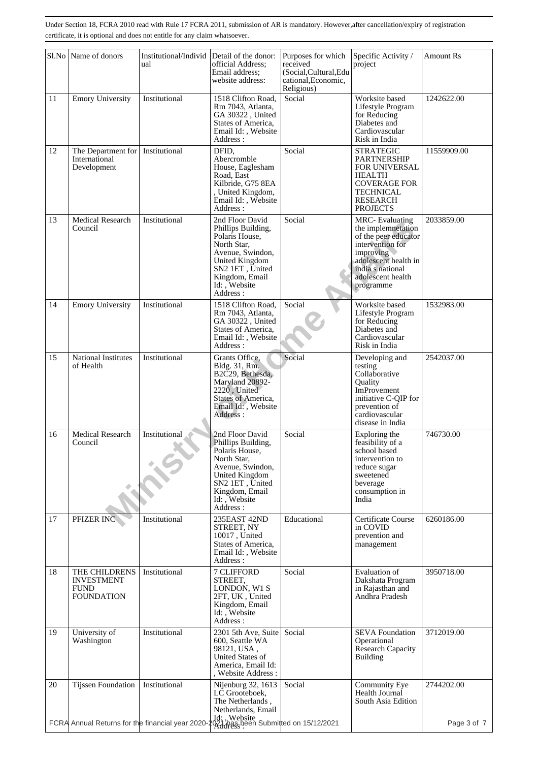Under Section 18, FCRA 2010 read with Rule 17 FCRA 2011, submission of AR is mandatory. However,after cancellation/expiry of registration certificate, it is optional and does not entitle for any claim whatsoever.

| Sl.No | Name of donors | Institutional/Individual | Detail of the donor: official Address; Email address; website address: | Purposes for which received (Social,Cultural,Educational,Economic, Religious) | Specific Activity / project | Amount Rs |
|---|---|---|---|---|---|---|
| 11 | Emory University | Institutional | 1518 Clifton Road, Rm 7043, Atlanta, GA 30322 , United States of America, Email Id: , Website Address : | Social | Worksite based Lifestyle Program for Reducing Diabetes and Cardiovascular Risk in India | 1242622.00 |
| 12 | The Department for International Development | Institutional | DFID, Abercrombie House, Eaglesham Road, East Kilbride, G75 8EA , United Kingdom, Email Id: , Website Address : | Social | STRATEGIC PARTNERSHIP FOR UNIVERSAL HEALTH COVERAGE FOR TECHNICAL RESEARCH PROJECTS | 11559909.00 |
| 13 | Medical Research Council | Institutional | 2nd Floor David Phillips Building, Polaris House, North Star, Avenue, Swindon, United Kingdom SN2 1ET , United Kingdom, Email Id: , Website Address : | Social | MRC- Evaluating the implemnetation of the peer educator intervention for improving adolescent health in india s national adolescent health programme | 2033859.00 |
| 14 | Emory University | Institutional | 1518 Clifton Road, Rm 7043, Atlanta, GA 30322 , United States of America, Email Id: , Website Address : | Social | Worksite based Lifestyle Program for Reducing Diabetes and Cardiovascular Risk in India | 1532983.00 |
| 15 | National Institutes of Health | Institutional | Grants Office, Bldg. 31, Rm. B2C29, Bethesda, Maryland 20892-2220 , United States of America, Email Id: , Website Address : | Social | Developing and testing Collaborative Quality ImProvement initiative C-QIP for prevention of cardiovascular disease in India | 2542037.00 |
| 16 | Medical Research Council | Institutional | 2nd Floor David Phillips Building, Polaris House, North Star, Avenue, Swindon, United Kingdom SN2 1ET , United Kingdom, Email Id: , Website Address : | Social | Exploring the feasibility of a school based intervention to reduce sugar sweetened beverage consumption in India | 746730.00 |
| 17 | PFIZER INC | Institutional | 235EAST 42ND STREET, NY 10017 , United States of America, Email Id: , Website Address : | Educational | Certificate Course in COVID prevention and management | 6260186.00 |
| 18 | THE CHILDRENS INVESTMENT FUND FOUNDATION | Institutional | 7 CLIFFORD STREET, LONDON, W1 S 2FT, UK , United Kingdom, Email Id: , Website Address : | Social | Evaluation of Dakshata Program in Rajasthan and Andhra Pradesh | 3950718.00 |
| 19 | University of Washington | Institutional | 2301 5th Ave, Suite 600, Seattle WA 98121, USA , United States of America, Email Id: , Website Address : | Social | SEVA Foundation Operational Research Capacity Building | 3712019.00 |
| 20 | Tijssen Foundation | Institutional | Nijenburg 32, 1613 LC Grooteboek, The Netherlands , Netherlands, Email Id: , Website Address : | Social | Community Eye Health Journal South Asia Edition | 2744202.00 |

FCRA Annual Returns for the financial year 2020-2021 has been Submitted on 15/12/2021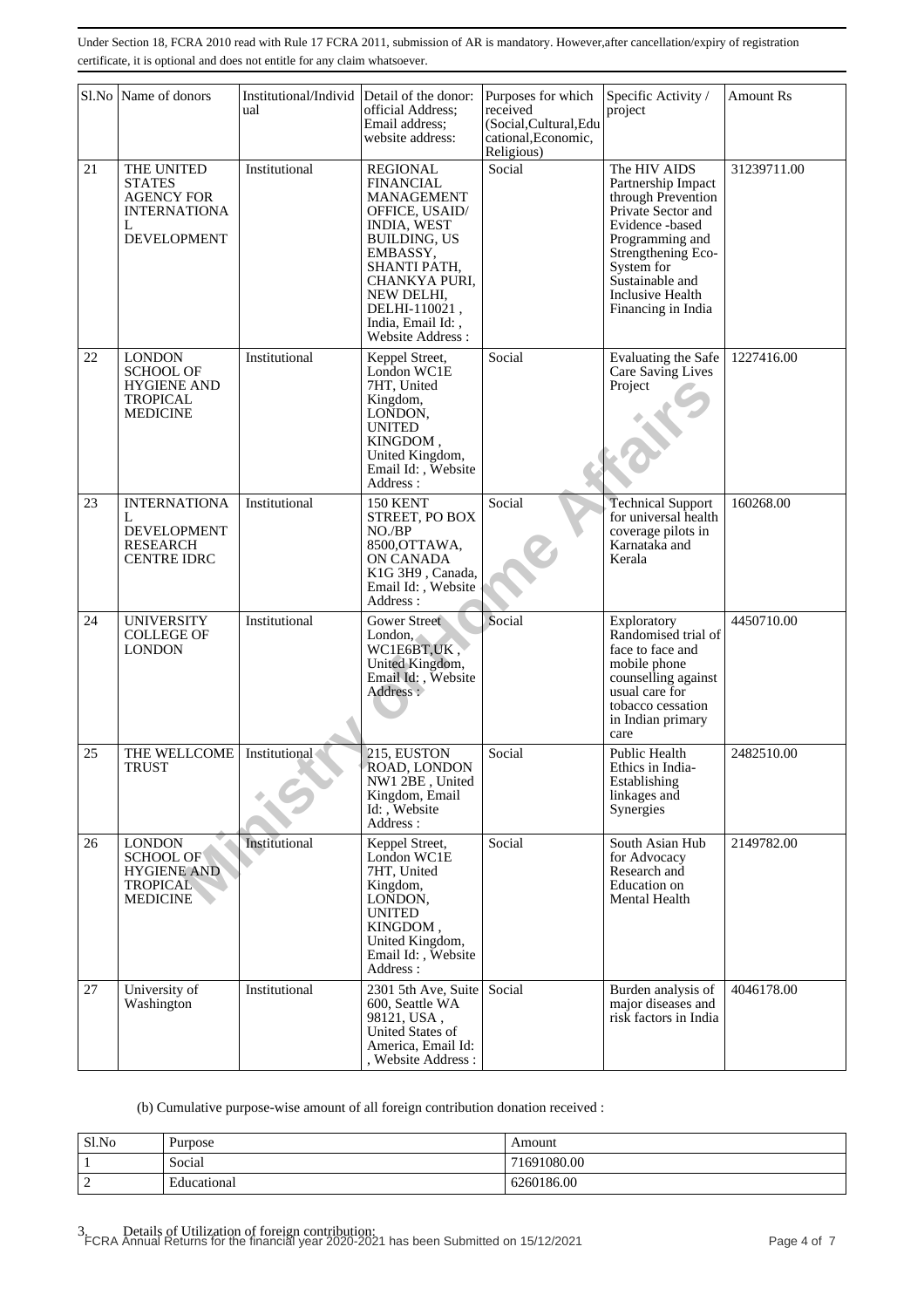Under Section 18, FCRA 2010 read with Rule 17 FCRA 2011, submission of AR is mandatory. However,after cancellation/expiry of registration certificate, it is optional and does not entitle for any claim whatsoever.

| Sl.No | Name of donors | Institutional/Individual | Detail of the donor: official Address; Email address; website address: | Purposes for which received (Social,Cultural,Educational,Economic, Religious) | Specific Activity / project | Amount Rs |
|---|---|---|---|---|---|---|
| 21 | THE UNITED STATES AGENCY FOR INTERNATIONAL DEVELOPMENT | Institutional | REGIONAL FINANCIAL MANAGEMENT OFFICE, USAID/ INDIA, WEST BUILDING, US EMBASSY, SHANTI PATH, CHANKYA PURI, NEW DELHI, DELHI-110021 , India, Email Id: , Website Address : | Social | The HIV AIDS Partnership Impact through Prevention Private Sector and Evidence -based Programming and Strengthening Eco-System for Sustainable and Inclusive Health Financing in India | 31239711.00 |
| 22 | LONDON SCHOOL OF HYGIENE AND TROPICAL MEDICINE | Institutional | Keppel Street, London WC1E 7HT, United Kingdom, LONDON, UNITED KINGDOM , United Kingdom, Email Id: , Website Address : | Social | Evaluating the Safe Care Saving Lives Project | 1227416.00 |
| 23 | INTERNATIONAL DEVELOPMENT RESEARCH CENTRE IDRC | Institutional | 150 KENT STREET, PO BOX NO./BP 8500,OTTAWA, ON CANADA K1G 3H9 , Canada, Email Id: , Website Address : | Social | Technical Support for universal health coverage pilots in Karnataka and Kerala | 160268.00 |
| 24 | UNIVERSITY COLLEGE OF LONDON | Institutional | Gower Street London, WC1E6BT,UK , United Kingdom, Email Id: , Website Address : | Social | Exploratory Randomised trial of face to face and mobile phone counselling against usual care for tobacco cessation in Indian primary care | 4450710.00 |
| 25 | THE WELLCOME TRUST | Institutional | 215, EUSTON ROAD, LONDON NW1 2BE , United Kingdom, Email Id: , Website Address : | Social | Public Health Ethics in India-Establishing linkages and Synergies | 2482510.00 |
| 26 | LONDON SCHOOL OF HYGIENE AND TROPICAL MEDICINE | Institutional | Keppel Street, London WC1E 7HT, United Kingdom, LONDON, UNITED KINGDOM , United Kingdom, Email Id: , Website Address : | Social | South Asian Hub for Advocacy Research and Education on Mental Health | 2149782.00 |
| 27 | University of Washington | Institutional | 2301 5th Ave, Suite 600, Seattle WA 98121, USA , United States of America, Email Id: , Website Address : | Social | Burden analysis of major diseases and risk factors in India | 4046178.00 |

(b) Cumulative purpose-wise amount of all foreign contribution donation received :

| Sl.No | Purpose | Amount |
|---|---|---|
| 1 | Social | 71691080.00 |
| 2 | Educational | 6260186.00 |

3. Details of Utilization of foreign contribution: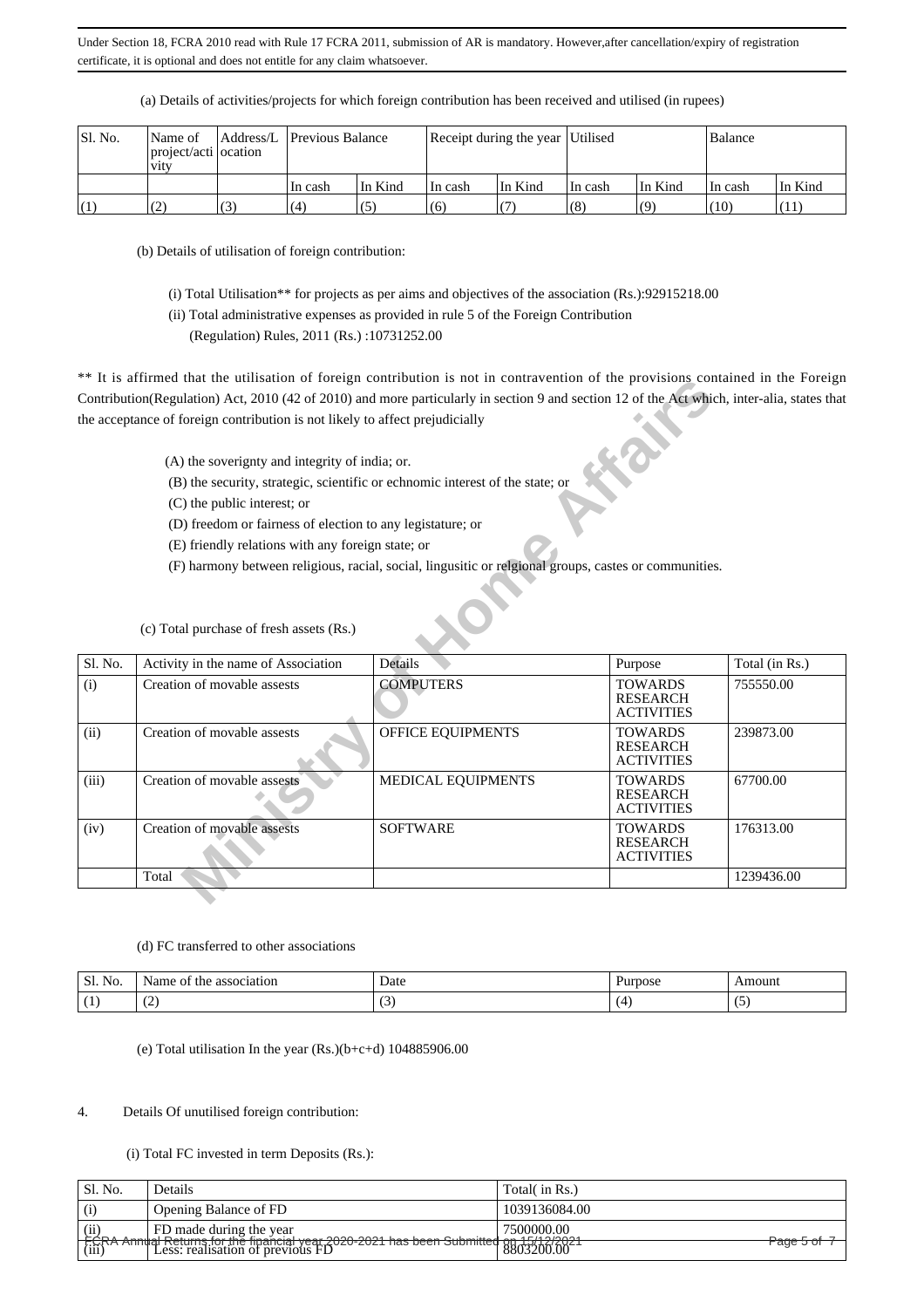Under Section 18, FCRA 2010 read with Rule 17 FCRA 2011, submission of AR is mandatory. However,after cancellation/expiry of registration certificate, it is optional and does not entitle for any claim whatsoever.

(a) Details of activities/projects for which foreign contribution has been received and utilised (in rupees)

| Sl. No. | Name of project/activity | Address/Location | Previous Balance | | Receipt during the year | | Utilised | | Balance | |
|---|---|---|---|---|---|---|---|---|---|---|
| | | | In cash | In Kind | In cash | In Kind | In cash | In Kind | In cash | In Kind |
| (1) | (2) | (3) | (4) | (5) | (6) | (7) | (8) | (9) | (10) | (11) |

(b) Details of utilisation of foreign contribution:

(i) Total Utilisation** for projects as per aims and objectives of the association (Rs.):92915218.00

(ii) Total administrative expenses as provided in rule 5 of the Foreign Contribution (Regulation) Rules, 2011 (Rs.) :10731252.00

** It is affirmed that the utilisation of foreign contribution is not in contravention of the provisions contained in the Foreign Contribution(Regulation) Act, 2010 (42 of 2010) and more particularly in section 9 and section 12 of the Act which, inter-alia, states that the acceptance of foreign contribution is not likely to affect prejudicially

(A) the soverignty and integrity of india; or.

(B) the security, strategic, scientific or echnomic interest of the state; or

(C) the public interest; or

(D) freedom or fairness of election to any legistature; or

(E) friendly relations with any foreign state; or

(F) harmony between religious, racial, social, lingusitic or relgional groups, castes or communities.

(c) Total purchase of fresh assets (Rs.)

| Sl. No. | Activity in the name of Association | Details | Purpose | Total (in Rs.) |
|---|---|---|---|---|
| (i) | Creation of movable assests | COMPUTERS | TOWARDS RESEARCH ACTIVITIES | 755550.00 |
| (ii) | Creation of movable assests | OFFICE EQUIPMENTS | TOWARDS RESEARCH ACTIVITIES | 239873.00 |
| (iii) | Creation of movable assests | MEDICAL EQUIPMENTS | TOWARDS RESEARCH ACTIVITIES | 67700.00 |
| (iv) | Creation of movable assests | SOFTWARE | TOWARDS RESEARCH ACTIVITIES | 176313.00 |
| | Total | | | 1239436.00 |

(d) FC transferred to other associations

| Sl. No. | Name of the association | Date | Purpose | Amount |
|---|---|---|---|---|
| (1) | (2) | (3) | (4) | (5) |

(e) Total utilisation In the year (Rs.)(b+c+d) 104885906.00

4. Details Of unutilised foreign contribution:

(i) Total FC invested in term Deposits (Rs.):

| Sl. No. | Details | Total( in Rs.) |
|---|---|---|
| (i) | Opening Balance of FD | 1039136084.00 |
| (ii) | FD made during the year | 7500000.00 |
| (iii) | Less: realisation of previous FD | 8803200.00 |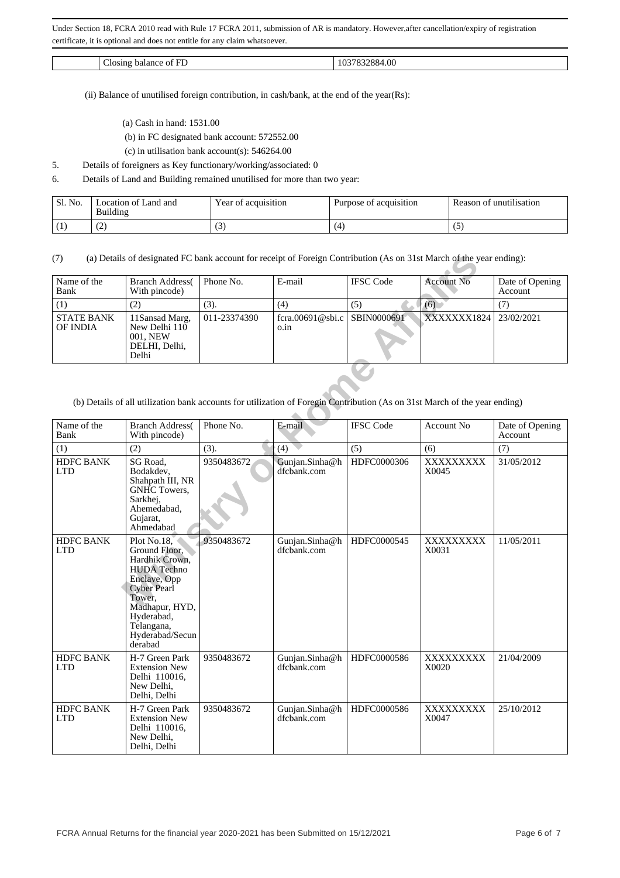Under Section 18, FCRA 2010 read with Rule 17 FCRA 2011, submission of AR is mandatory. However,after cancellation/expiry of registration certificate, it is optional and does not entitle for any claim whatsoever.

| | Closing balance of FD | 1037832884.00 |
|---|---|---|

(ii) Balance of unutilised foreign contribution, in cash/bank, at the end of the year(Rs):

(a) Cash in hand: 1531.00

(b) in FC designated bank account: 572552.00

(c) in utilisation bank account(s): 546264.00

5. Details of foreigners as Key functionary/working/associated: 0

6. Details of Land and Building remained unutilised for more than two year:

| Sl. No. | Location of Land and Building | Year of acquisition | Purpose of acquisition | Reason of unutilisation |
|---|---|---|---|---|
| (1) | (2) | (3) | (4) | (5) |

(7) (a) Details of designated FC bank account for receipt of Foreign Contribution (As on 31st March of the year ending):

| Name of the Bank | Branch Address( With pincode) | Phone No. | E-mail | IFSC Code | Account No | Date of Opening Account |
|---|---|---|---|---|---|---|
| (1) | (2) | (3). | (4) | (5) | (6) | (7) |
| STATE BANK OF INDIA | 11Sansad Marg, New Delhi 110 001, NEW DELHI, Delhi, Delhi | 011-23374390 | fcra.00691@sbi.co.in | SBIN0000691 | XXXXXXX1824 | 23/02/2021 |

(b) Details of all utilization bank accounts for utilization of Foregin Contribution (As on 31st March of the year ending)

| Name of the Bank | Branch Address( With pincode) | Phone No. | E-mail | IFSC Code | Account No | Date of Opening Account |
|---|---|---|---|---|---|---|
| (1) | (2) | (3). | (4) | (5) | (6) | (7) |
| HDFC BANK LTD | SG Road, Bodakdev, Shahpath III, NR GNHC Towers, Sarkhej, Ahemedabad, Gujarat, Ahmedabad | 9350483672 | Gunjan.Sinha@hdfcbank.com | HDFC0000306 | XXXXXXXXX0045 | 31/05/2012 |
| HDFC BANK LTD | Plot No.18, Ground Floor, Hardhik Crown, HUDA Techno Enclave, Opp Cyber Pearl Tower, Madhapur, HYD, Hyderabad, Telangana, Hyderabad/Secunderabad | 9350483672 | Gunjan.Sinha@hdfcbank.com | HDFC0000545 | XXXXXXXXX0031 | 11/05/2011 |
| HDFC BANK LTD | H-7 Green Park Extension New Delhi 110016, New Delhi, Delhi, Delhi | 9350483672 | Gunjan.Sinha@hdfcbank.com | HDFC0000586 | XXXXXXXXX0020 | 21/04/2009 |
| HDFC BANK LTD | H-7 Green Park Extension New Delhi 110016, New Delhi, Delhi, Delhi | 9350483672 | Gunjan.Sinha@hdfcbank.com | HDFC0000586 | XXXXXXXXX0047 | 25/10/2012 |

FCRA Annual Returns for the financial year 2020-2021 has been Submitted on 15/12/2021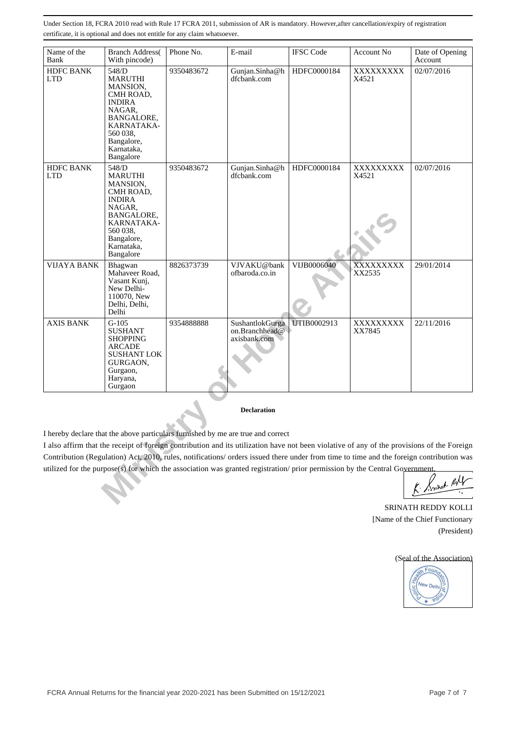Under Section 18, FCRA 2010 read with Rule 17 FCRA 2011, submission of AR is mandatory. However,after cancellation/expiry of registration certificate, it is optional and does not entitle for any claim whatsoever.

| Name of the Bank | Branch Address( With pincode) | Phone No. | E-mail | IFSC Code | Account No | Date of Opening Account |
|---|---|---|---|---|---|---|
| HDFC BANK LTD | 548/D MARUTHI MANSION, CMH ROAD, INDIRA NAGAR, BANGALORE, KARNATAKA-560 038, Bangalore, Karnataka, Bangalore | 9350483672 | Gunjan.Sinha@hdfcbank.com | HDFC0000184 | XXXXXXXXX X4521 | 02/07/2016 |
| HDFC BANK LTD | 548/D MARUTHI MANSION, CMH ROAD, INDIRA NAGAR, BANGALORE, KARNATAKA-560 038, Bangalore, Karnataka, Bangalore | 9350483672 | Gunjan.Sinha@hdfcbank.com | HDFC0000184 | XXXXXXXXX X4521 | 02/07/2016 |
| VIJAYA BANK | Bhagwan Mahaveer Road, Vasant Kunj, New Delhi-110070, New Delhi, Delhi, Delhi | 8826373739 | VJVAKU@bankofbaroda.co.in | VIJB0006040 | XXXXXXXXX XX2535 | 29/01/2014 |
| AXIS BANK | G-105 SUSHANT SHOPPING ARCADE SUSHANT LOK GURGAON, Gurgaon, Haryana, Gurgaon | 9354888888 | SushantlokGurgaon.Branchhead@axisbank.com | UTIB0002913 | XXXXXXXXX XX7845 | 22/11/2016 |

**Declaration**

I hereby declare that the above particulars furnished by me are true and correct

I also affirm that the receipt of foreign contribution and its utilization have not been violative of any of the provisions of the Foreign Contribution (Regulation) Act, 2010, rules, notifications/ orders issued there under from time to time and the foreign contribution was utilized for the purpose(s) for which the association was granted registration/ prior permission by the Central Government.

SRINATH REDDY KOLLI

[Name of the Chief Functionary

(President)

(Seal of the Association)

FCRA Annual Returns for the financial year 2020-2021 has been Submitted on 15/12/2021